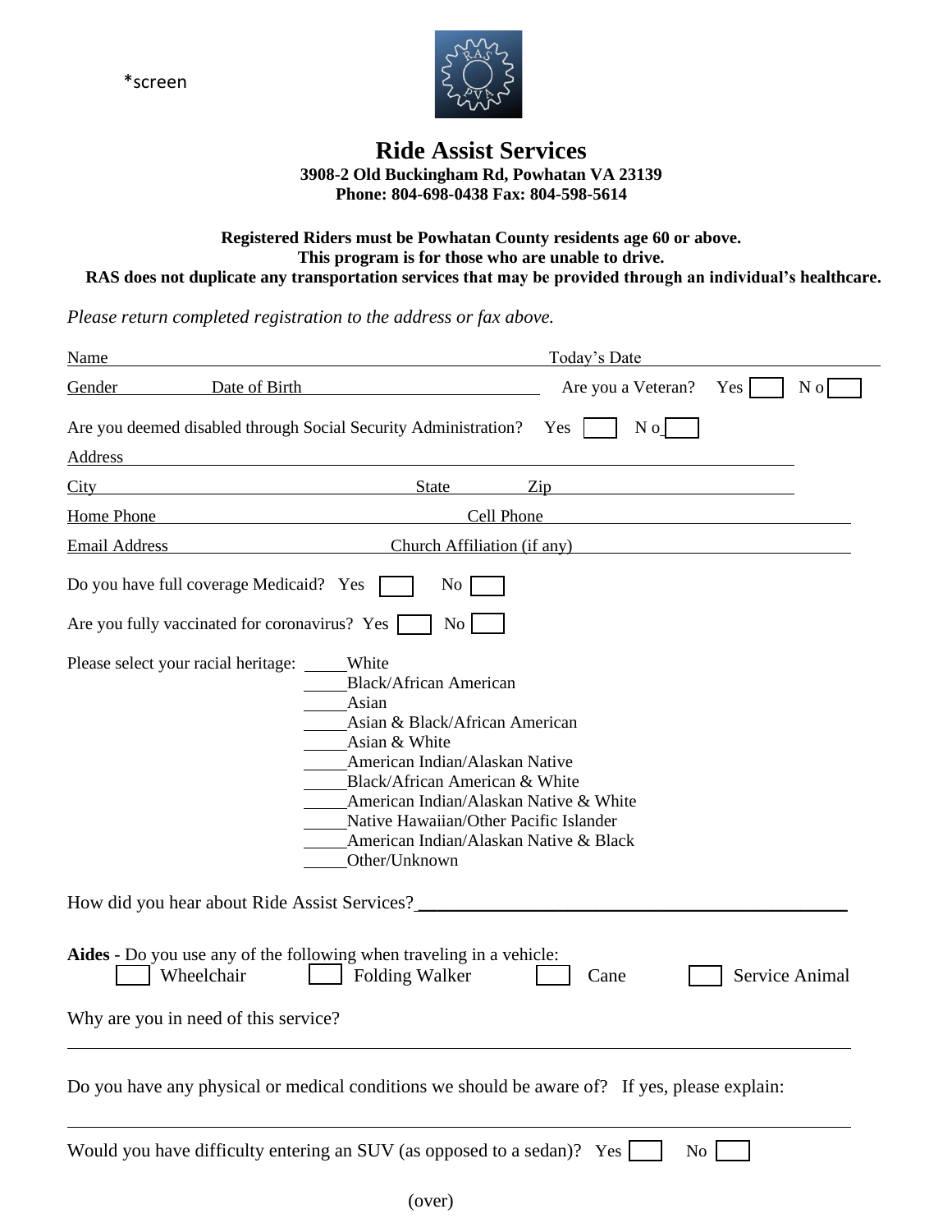*screen

# Ride Assist Services

**3908-2 Old Buckingham Rd, Powhatan VA 23139**
**Phone: 804-698-0438 Fax: 804-598-5614**

**Registered Riders must be Powhatan County residents age 60 or above.**
**This program is for those who are unable to drive.**
**RAS does not duplicate any transportation services that may be provided through an individual's healthcare.**

*Please return completed registration to the address or fax above.*

Name ______________________________ Today's Date ______________

Gender ________ Date of Birth ______________________ Are you a Veteran? Yes ☐ No ☐

Are you deemed disabled through Social Security Administration? Yes ☐ No ☐

Address ____________________________________________________________

City ______________________ State ________ Zip ______________________

Home Phone ______________________ Cell Phone ______________________

Email Address ______________ Church Affiliation (if any) ______________________

Do you have full coverage Medicaid? Yes ☐ No ☐

Are you fully vaccinated for coronavirus? Yes ☐ No ☐

Please select your racial heritage:
- _____White
- _____Black/African American
- _____Asian
- _____Asian & Black/African American
- _____Asian & White
- _____American Indian/Alaskan Native
- _____Black/African American & White
- _____American Indian/Alaskan Native & White
- _____Native Hawaiian/Other Pacific Islander
- _____American Indian/Alaskan Native & Black
- _____Other/Unknown

How did you hear about Ride Assist Services? ________________________________________

**Aides** - Do you use any of the following when traveling in a vehicle:
☐ Wheelchair ☐ Folding Walker ☐ Cane ☐ Service Animal

Why are you in need of this service?

____________________________________________________________

Do you have any physical or medical conditions we should be aware of? If yes, please explain:

____________________________________________________________

Would you have difficulty entering an SUV (as opposed to a sedan)? Yes ☐ No ☐

(over)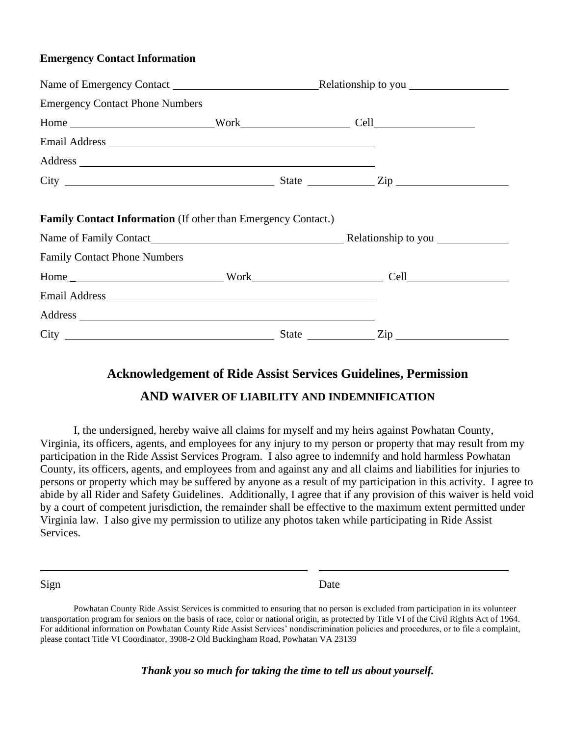**Emergency Contact Information**

Name of Emergency Contact \_\_\_\_\_\_\_\_\_\_\_\_\_\_\_\_\_\_\_\_\_\_\_\_\_\_ Relationship to you \_\_\_\_\_\_\_\_\_\_\_\_\_\_\_\_\_\_

Emergency Contact Phone Numbers

Home \_\_\_\_\_\_\_\_\_\_\_\_\_\_\_\_\_\_\_\_\_\_\_\_\_\_ Work \_\_\_\_\_\_\_\_\_\_\_\_\_\_\_\_\_\_\_\_ Cell \_\_\_\_\_\_\_\_\_\_\_\_\_\_\_\_\_\_\_

Email Address \_\_\_\_\_\_\_\_\_\_\_\_\_\_\_\_\_\_\_\_\_\_\_\_\_\_\_\_\_\_\_\_\_\_\_\_\_\_\_\_\_\_\_\_\_\_\_\_\_\_\_\_\_\_\_

Address \_\_\_\_\_\_\_\_\_\_\_\_\_\_\_\_\_\_\_\_\_\_\_\_\_\_\_\_\_\_\_\_\_\_\_\_\_\_\_\_\_\_\_\_\_\_\_\_\_\_\_\_\_\_\_\_\_\_\_\_

City \_\_\_\_\_\_\_\_\_\_\_\_\_\_\_\_\_\_\_\_\_\_\_\_\_\_\_\_\_\_\_\_\_\_\_\_\_\_\_\_ State \_\_\_\_\_\_\_\_\_\_\_\_ Zip \_\_\_\_\_\_\_\_\_\_\_\_\_\_\_\_\_\_\_\_

**Family Contact Information** (If other than Emergency Contact.)

Name of Family Contact \_\_\_\_\_\_\_\_\_\_\_\_\_\_\_\_\_\_\_\_\_\_\_\_\_\_\_\_\_\_\_\_\_\_\_\_\_ Relationship to you \_\_\_\_\_\_\_\_\_\_\_\_\_

Family Contact Phone Numbers

Home \_\_\_\_\_\_\_\_\_\_\_\_\_\_\_\_\_\_\_\_\_\_\_\_\_\_\_\_\_ Work \_\_\_\_\_\_\_\_\_\_\_\_\_\_\_\_\_\_\_\_\_\_\_\_\_\_\_ Cell \_\_\_\_\_\_\_\_\_\_\_\_\_\_\_\_\_\_\_

Email Address \_\_\_\_\_\_\_\_\_\_\_\_\_\_\_\_\_\_\_\_\_\_\_\_\_\_\_\_\_\_\_\_\_\_\_\_\_\_\_\_\_\_\_\_\_\_\_\_\_\_\_\_\_\_\_

Address \_\_\_\_\_\_\_\_\_\_\_\_\_\_\_\_\_\_\_\_\_\_\_\_\_\_\_\_\_\_\_\_\_\_\_\_\_\_\_\_\_\_\_\_\_\_\_\_\_\_\_\_\_\_\_\_\_\_\_\_

City \_\_\_\_\_\_\_\_\_\_\_\_\_\_\_\_\_\_\_\_\_\_\_\_\_\_\_\_\_\_\_\_\_\_\_\_\_\_\_\_ State \_\_\_\_\_\_\_\_\_\_\_\_ Zip \_\_\_\_\_\_\_\_\_\_\_\_\_\_\_\_\_\_\_\_

## Acknowledgement of Ride Assist Services Guidelines, Permission

## AND WAIVER OF LIABILITY AND INDEMNIFICATION

I, the undersigned, hereby waive all claims for myself and my heirs against Powhatan County, Virginia, its officers, agents, and employees for any injury to my person or property that may result from my participation in the Ride Assist Services Program. I also agree to indemnify and hold harmless Powhatan County, its officers, agents, and employees from and against any and all claims and liabilities for injuries to persons or property which may be suffered by anyone as a result of my participation in this activity. I agree to abide by all Rider and Safety Guidelines. Additionally, I agree that if any provision of this waiver is held void by a court of competent jurisdiction, the remainder shall be effective to the maximum extent permitted under Virginia law. I also give my permission to utilize any photos taken while participating in Ride Assist Services.

\_\_\_\_\_\_\_\_\_\_\_\_\_\_\_\_\_\_\_\_\_\_\_\_\_\_\_\_\_\_\_\_\_\_\_\_\_\_\_\_\_\_\_\_ \_\_\_\_\_\_\_\_\_\_\_\_\_\_\_\_\_\_\_\_\_\_\_\_\_\_\_\_\_\_\_\_\_\_\_

Sign Date

Powhatan County Ride Assist Services is committed to ensuring that no person is excluded from participation in its volunteer transportation program for seniors on the basis of race, color or national origin, as protected by Title VI of the Civil Rights Act of 1964. For additional information on Powhatan County Ride Assist Services' nondiscrimination policies and procedures, or to file a complaint, please contact Title VI Coordinator, 3908-2 Old Buckingham Road, Powhatan VA 23139

***Thank you so much for taking the time to tell us about yourself.***